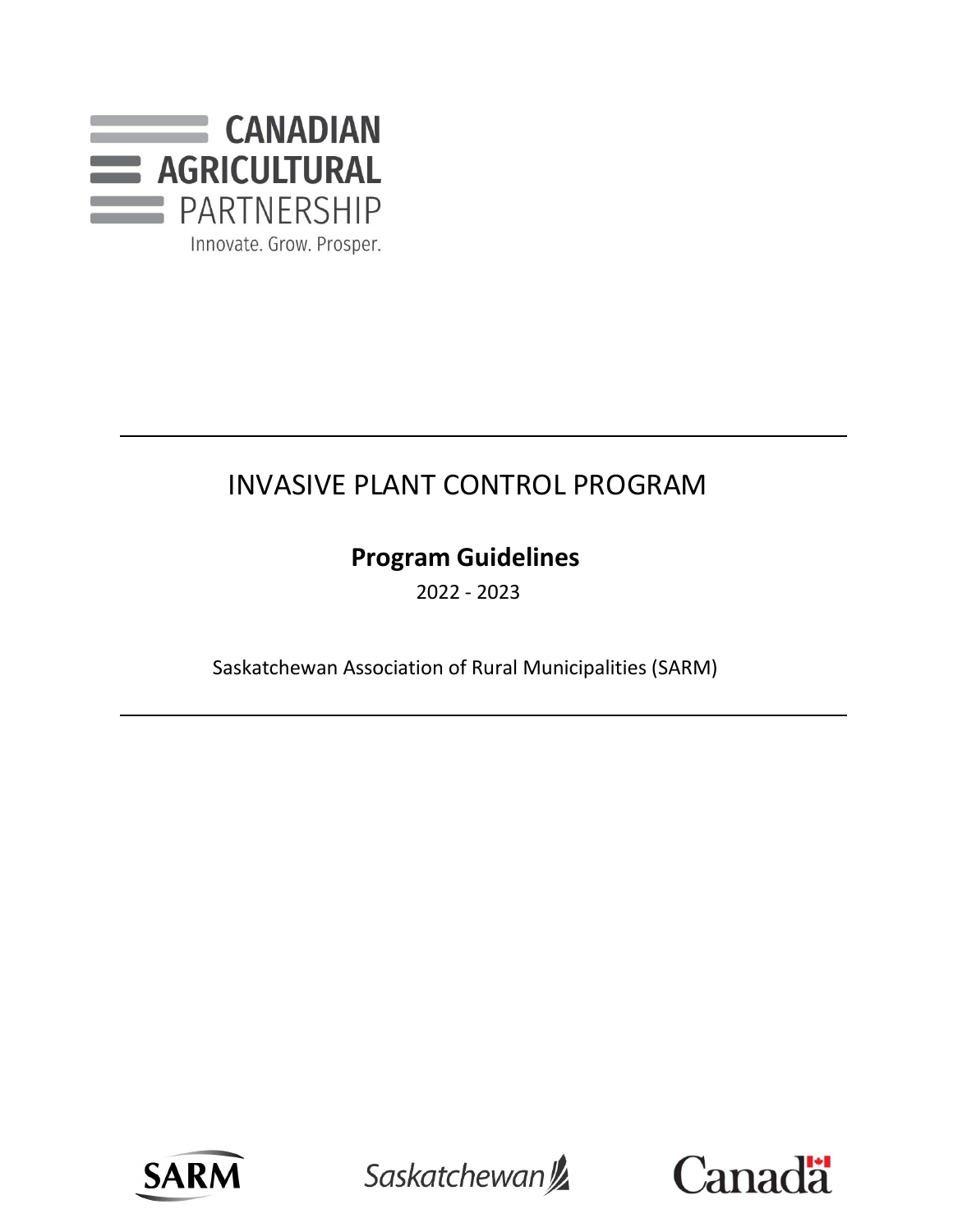CANADIAN AGRICULTURAL PARTNERSHIP

Innovate. Grow. Prosper.

# INVASIVE PLANT CONTROL PROGRAM

## Program Guidelines

2022 - 2023

Saskatchewan Association of Rural Municipalities (SARM)

SARM Saskatchewan Canada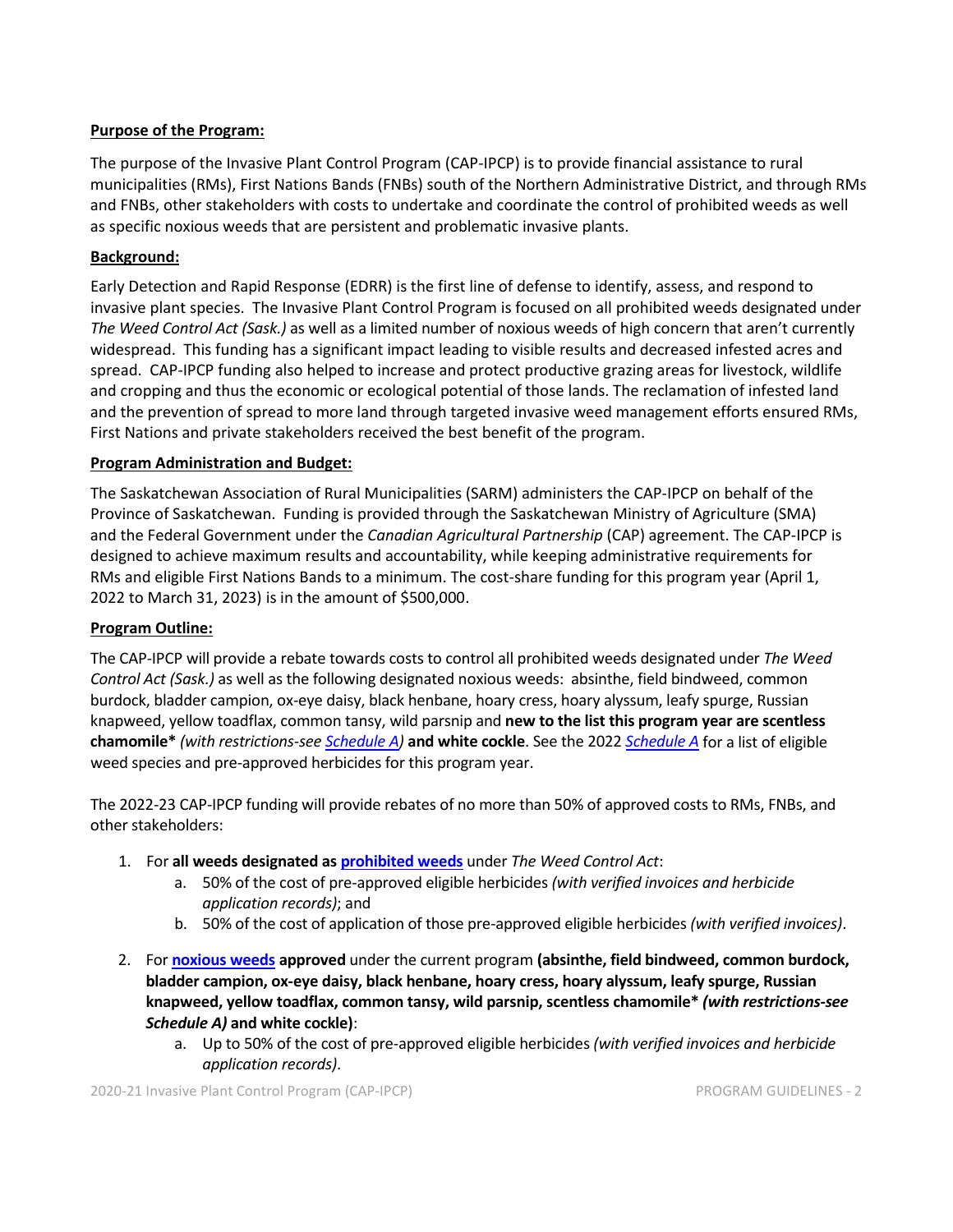**Purpose of the Program:**

The purpose of the Invasive Plant Control Program (CAP-IPCP) is to provide financial assistance to rural municipalities (RMs), First Nations Bands (FNBs) south of the Northern Administrative District, and through RMs and FNBs, other stakeholders with costs to undertake and coordinate the control of prohibited weeds as well as specific noxious weeds that are persistent and problematic invasive plants.

**Background:**

Early Detection and Rapid Response (EDRR) is the first line of defense to identify, assess, and respond to invasive plant species. The Invasive Plant Control Program is focused on all prohibited weeds designated under *The Weed Control Act (Sask.)* as well as a limited number of noxious weeds of high concern that aren't currently widespread. This funding has a significant impact leading to visible results and decreased infested acres and spread. CAP-IPCP funding also helped to increase and protect productive grazing areas for livestock, wildlife and cropping and thus the economic or ecological potential of those lands. The reclamation of infested land and the prevention of spread to more land through targeted invasive weed management efforts ensured RMs, First Nations and private stakeholders received the best benefit of the program.

**Program Administration and Budget:**

The Saskatchewan Association of Rural Municipalities (SARM) administers the CAP-IPCP on behalf of the Province of Saskatchewan. Funding is provided through the Saskatchewan Ministry of Agriculture (SMA) and the Federal Government under the *Canadian Agricultural Partnership* (CAP) agreement. The CAP-IPCP is designed to achieve maximum results and accountability, while keeping administrative requirements for RMs and eligible First Nations Bands to a minimum. The cost-share funding for this program year (April 1, 2022 to March 31, 2023) is in the amount of $500,000.

**Program Outline:**

The CAP-IPCP will provide a rebate towards costs to control all prohibited weeds designated under *The Weed Control Act (Sask.)* as well as the following designated noxious weeds: absinthe, field bindweed, common burdock, bladder campion, ox-eye daisy, black henbane, hoary cress, hoary alyssum, leafy spurge, Russian knapweed, yellow toadflax, common tansy, wild parsnip and **new to the list this program year are scentless chamomile*** *(with restrictions-see Schedule A)* **and white cockle**. See the 2022 *Schedule A* for a list of eligible weed species and pre-approved herbicides for this program year.

The 2022-23 CAP-IPCP funding will provide rebates of no more than 50% of approved costs to RMs, FNBs, and other stakeholders:

1. For **all weeds designated as prohibited weeds** under *The Weed Control Act*:
   a. 50% of the cost of pre-approved eligible herbicides *(with verified invoices and herbicide application records)*; and
   b. 50% of the cost of application of those pre-approved eligible herbicides *(with verified invoices)*.

2. For **noxious weeds approved** under the current program **(absinthe, field bindweed, common burdock, bladder campion, ox-eye daisy, black henbane, hoary cress, hoary alyssum, leafy spurge, Russian knapweed, yellow toadflax, common tansy, wild parsnip, scentless chamomile*** ***(with restrictions-see Schedule A)*** **and white cockle)**:
   a. Up to 50% of the cost of pre-approved eligible herbicides *(with verified invoices and herbicide application records)*.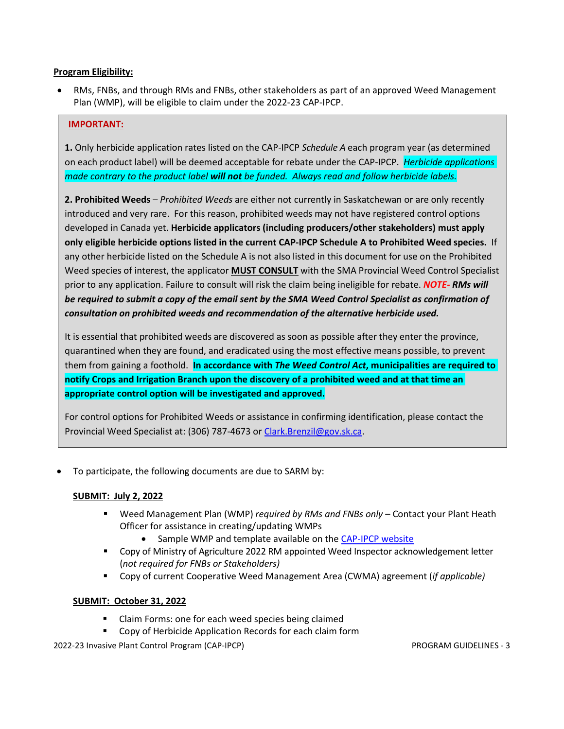**Program Eligibility:**

- RMs, FNBs, and through RMs and FNBs, other stakeholders as part of an approved Weed Management Plan (WMP), will be eligible to claim under the 2022-23 CAP-IPCP.

> **IMPORTANT:**
>
> **1.** Only herbicide application rates listed on the CAP-IPCP *Schedule A* each program year (as determined on each product label) will be deemed acceptable for rebate under the CAP-IPCP. *Herbicide applications made contrary to the product label **will not** be funded. Always read and follow herbicide labels.*
>
> **2. Prohibited Weeds** – *Prohibited Weeds* are either not currently in Saskatchewan or are only recently introduced and very rare. For this reason, prohibited weeds may not have registered control options developed in Canada yet. **Herbicide applicators (including producers/other stakeholders) must apply only eligible herbicide options listed in the current CAP-IPCP Schedule A to Prohibited Weed species.** If any other herbicide listed on the Schedule A is not also listed in this document for use on the Prohibited Weed species of interest, the applicator **MUST CONSULT** with the SMA Provincial Weed Control Specialist prior to any application. Failure to consult will risk the claim being ineligible for rebate. ***NOTE- RMs will be required to submit a copy of the email sent by the SMA Weed Control Specialist as confirmation of consultation on prohibited weeds and recommendation of the alternative herbicide used.***
>
> It is essential that prohibited weeds are discovered as soon as possible after they enter the province, quarantined when they are found, and eradicated using the most effective means possible, to prevent them from gaining a foothold. **In accordance with *The Weed Control Act*, municipalities are required to notify Crops and Irrigation Branch upon the discovery of a prohibited weed and at that time an appropriate control option will be investigated and approved.**
>
> For control options for Prohibited Weeds or assistance in confirming identification, please contact the Provincial Weed Specialist at: (306) 787-4673 or Clark.Brenzil@gov.sk.ca.

- To participate, the following documents are due to SARM by:

**SUBMIT: July 2, 2022**

- Weed Management Plan (WMP) *required by RMs and FNBs only* – Contact your Plant Heath Officer for assistance in creating/updating WMPs
  - Sample WMP and template available on the CAP-IPCP website
- Copy of Ministry of Agriculture 2022 RM appointed Weed Inspector acknowledgement letter (*not required for FNBs or Stakeholders)*
- Copy of current Cooperative Weed Management Area (CWMA) agreement (*if applicable)*

**SUBMIT: October 31, 2022**

- Claim Forms: one for each weed species being claimed
- Copy of Herbicide Application Records for each claim form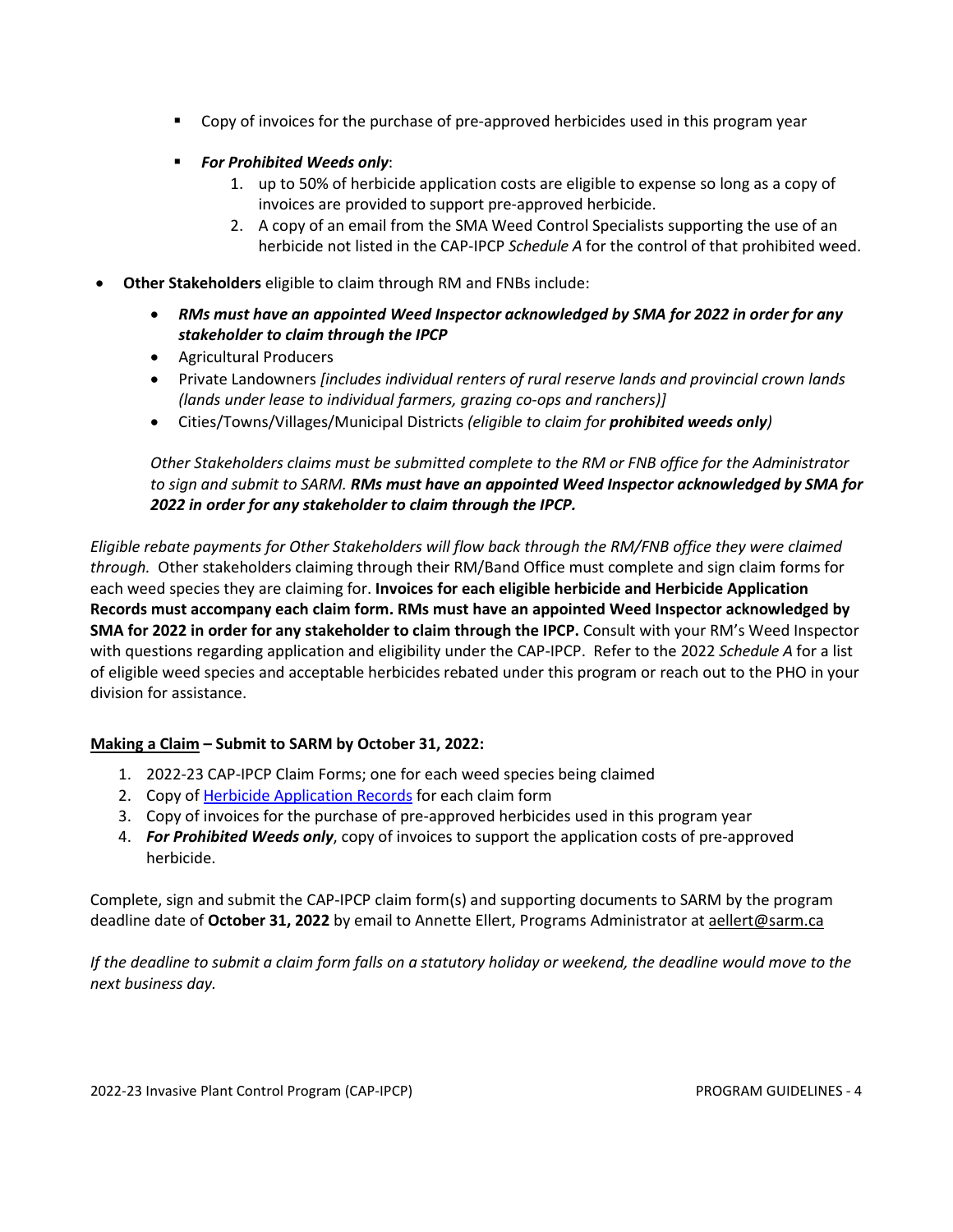- Copy of invoices for the purchase of pre-approved herbicides used in this program year
- ***For Prohibited Weeds only***:
    1. up to 50% of herbicide application costs are eligible to expense so long as a copy of invoices are provided to support pre-approved herbicide.
    2. A copy of an email from the SMA Weed Control Specialists supporting the use of an herbicide not listed in the CAP-IPCP *Schedule A* for the control of that prohibited weed.

- **Other Stakeholders** eligible to claim through RM and FNBs include:
    - ***RMs must have an appointed Weed Inspector acknowledged by SMA for 2022 in order for any stakeholder to claim through the IPCP***
    - Agricultural Producers
    - Private Landowners *[includes individual renters of rural reserve lands and provincial crown lands (lands under lease to individual farmers, grazing co-ops and ranchers)]*
    - Cities/Towns/Villages/Municipal Districts *(eligible to claim for* ***prohibited weeds only****)*

    *Other Stakeholders claims must be submitted complete to the RM or FNB office for the Administrator to sign and submit to SARM.* ***RMs must have an appointed Weed Inspector acknowledged by SMA for 2022 in order for any stakeholder to claim through the IPCP.***

*Eligible rebate payments for Other Stakeholders will flow back through the RM/FNB office they were claimed through.* Other stakeholders claiming through their RM/Band Office must complete and sign claim forms for each weed species they are claiming for. **Invoices for each eligible herbicide and Herbicide Application Records must accompany each claim form. RMs must have an appointed Weed Inspector acknowledged by SMA for 2022 in order for any stakeholder to claim through the IPCP.** Consult with your RM's Weed Inspector with questions regarding application and eligibility under the CAP-IPCP. Refer to the 2022 *Schedule A* for a list of eligible weed species and acceptable herbicides rebated under this program or reach out to the PHO in your division for assistance.

**Making a Claim – Submit to SARM by October 31, 2022:**

1. 2022-23 CAP-IPCP Claim Forms; one for each weed species being claimed
2. Copy of Herbicide Application Records for each claim form
3. Copy of invoices for the purchase of pre-approved herbicides used in this program year
4. ***For Prohibited Weeds only***, copy of invoices to support the application costs of pre-approved herbicide.

Complete, sign and submit the CAP-IPCP claim form(s) and supporting documents to SARM by the program deadline date of **October 31, 2022** by email to Annette Ellert, Programs Administrator at aellert@sarm.ca

*If the deadline to submit a claim form falls on a statutory holiday or weekend, the deadline would move to the next business day.*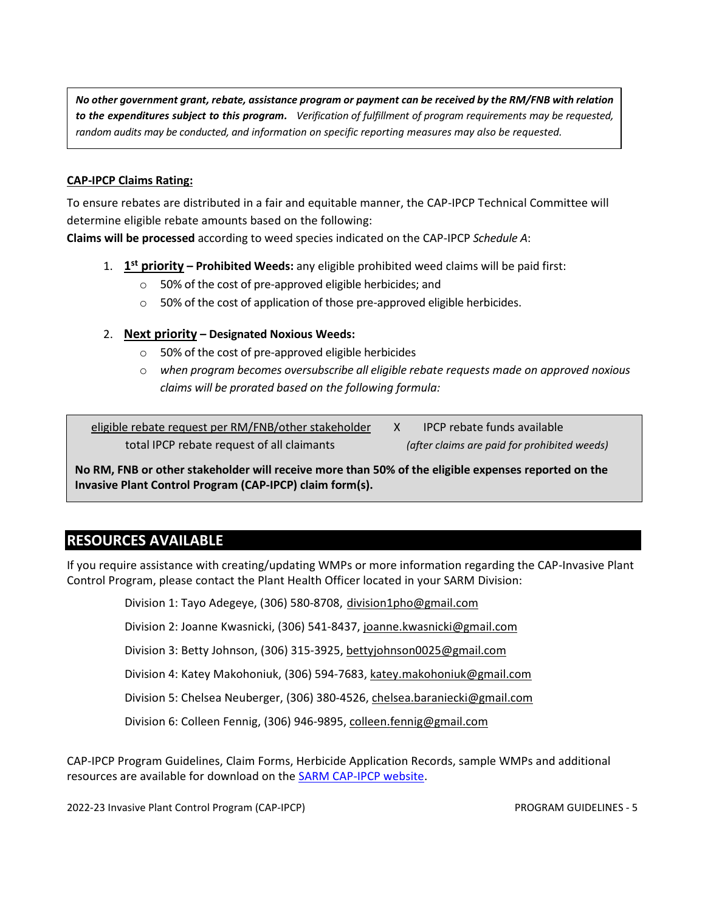***No other government grant, rebate, assistance program or payment can be received by the RM/FNB with relation to the expenditures subject to this program.*** *Verification of fulfillment of program requirements may be requested, random audits may be conducted, and information on specific reporting measures may also be requested.*

**CAP-IPCP Claims Rating:**

To ensure rebates are distributed in a fair and equitable manner, the CAP-IPCP Technical Committee will determine eligible rebate amounts based on the following:

**Claims will be processed** according to weed species indicated on the CAP-IPCP *Schedule A*:

1. **1st priority – Prohibited Weeds:** any eligible prohibited weed claims will be paid first:
   - 50% of the cost of pre-approved eligible herbicides; and
   - 50% of the cost of application of those pre-approved eligible herbicides.

2. **Next priority – Designated Noxious Weeds:**
   - 50% of the cost of pre-approved eligible herbicides
   - *when program becomes oversubscribe all eligible rebate requests made on approved noxious claims will be prorated based on the following formula:*

$$\frac{\text{eligible rebate request per RM/FNB/other stakeholder}}{\text{total IPCP rebate request of all claimants}} \times \text{IPCP rebate funds available}$$

*(after claims are paid for prohibited weeds)*

**No RM, FNB or other stakeholder will receive more than 50% of the eligible expenses reported on the Invasive Plant Control Program (CAP-IPCP) claim form(s).**

## RESOURCES AVAILABLE

If you require assistance with creating/updating WMPs or more information regarding the CAP-Invasive Plant Control Program, please contact the Plant Health Officer located in your SARM Division:

Division 1: Tayo Adegeye, (306) 580-8708, division1pho@gmail.com

Division 2: Joanne Kwasnicki, (306) 541-8437, joanne.kwasnicki@gmail.com

Division 3: Betty Johnson, (306) 315-3925, bettyjohnson0025@gmail.com

Division 4: Katey Makohoniuk, (306) 594-7683, katey.makohoniuk@gmail.com

Division 5: Chelsea Neuberger, (306) 380-4526, chelsea.baraniecki@gmail.com

Division 6: Colleen Fennig, (306) 946-9895, colleen.fennig@gmail.com

CAP-IPCP Program Guidelines, Claim Forms, Herbicide Application Records, sample WMPs and additional resources are available for download on the SARM CAP-IPCP website.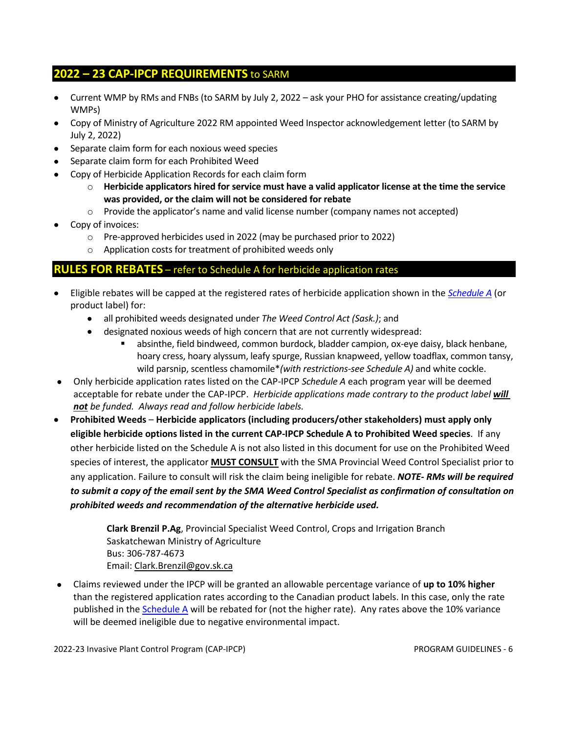## **2022 – 23 CAP-IPCP REQUIREMENTS** to SARM

- Current WMP by RMs and FNBs (to SARM by July 2, 2022 – ask your PHO for assistance creating/updating WMPs)
- Copy of Ministry of Agriculture 2022 RM appointed Weed Inspector acknowledgement letter (to SARM by July 2, 2022)
- Separate claim form for each noxious weed species
- Separate claim form for each Prohibited Weed
- Copy of Herbicide Application Records for each claim form
  - **Herbicide applicators hired for service must have a valid applicator license at the time the service was provided, or the claim will not be considered for rebate**
  - Provide the applicator's name and valid license number (company names not accepted)
- Copy of invoices:
  - Pre-approved herbicides used in 2022 (may be purchased prior to 2022)
  - Application costs for treatment of prohibited weeds only

## **RULES FOR REBATES** – refer to Schedule A for herbicide application rates

- Eligible rebates will be capped at the registered rates of herbicide application shown in the *Schedule A* (or product label) for:
  - all prohibited weeds designated under *The Weed Control Act (Sask.)*; and
  - designated noxious weeds of high concern that are not currently widespread:
    - absinthe, field bindweed, common burdock, bladder campion, ox-eye daisy, black henbane, hoary cress, hoary alyssum, leafy spurge, Russian knapweed, yellow toadflax, common tansy, wild parsnip, scentless chamomile*\**(with restrictions-see Schedule A)* and white cockle.
- Only herbicide application rates listed on the CAP-IPCP *Schedule A* each program year will be deemed acceptable for rebate under the CAP-IPCP. *Herbicide applications made contrary to the product label **will not** be funded. Always read and follow herbicide labels.*
- **Prohibited Weeds** – **Herbicide applicators (including producers/other stakeholders) must apply only eligible herbicide options listed in the current CAP-IPCP Schedule A to Prohibited Weed species**. If any other herbicide listed on the Schedule A is not also listed in this document for use on the Prohibited Weed species of interest, the applicator **MUST CONSULT** with the SMA Provincial Weed Control Specialist prior to any application. Failure to consult will risk the claim being ineligible for rebate. ***NOTE- RMs will be required to submit a copy of the email sent by the SMA Weed Control Specialist as confirmation of consultation on prohibited weeds and recommendation of the alternative herbicide used.***

  **Clark Brenzil P.Ag**, Provincial Specialist Weed Control, Crops and Irrigation Branch
  Saskatchewan Ministry of Agriculture
  Bus: 306-787-4673
  Email: Clark.Brenzil@gov.sk.ca

- Claims reviewed under the IPCP will be granted an allowable percentage variance of **up to 10% higher** than the registered application rates according to the Canadian product labels. In this case, only the rate published in the Schedule A will be rebated for (not the higher rate). Any rates above the 10% variance will be deemed ineligible due to negative environmental impact.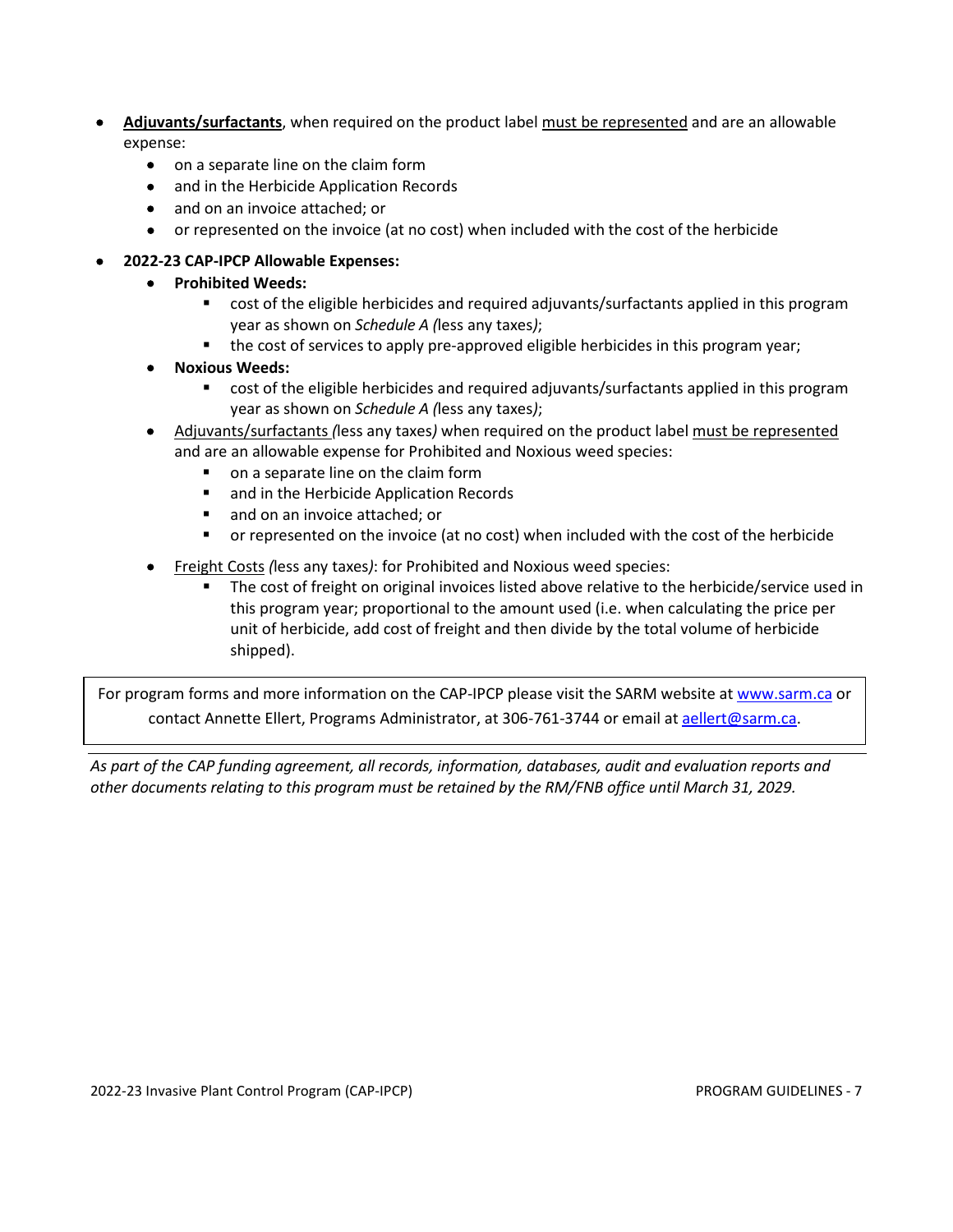- **Adjuvants/surfactants**, when required on the product label must be represented and are an allowable expense:
  - on a separate line on the claim form
  - and in the Herbicide Application Records
  - and on an invoice attached; or
  - or represented on the invoice (at no cost) when included with the cost of the herbicide
- **2022-23 CAP-IPCP Allowable Expenses:**
  - **Prohibited Weeds:**
    - cost of the eligible herbicides and required adjuvants/surfactants applied in this program year as shown on *Schedule A (*less any taxes*)*;
    - the cost of services to apply pre-approved eligible herbicides in this program year;
  - **Noxious Weeds:**
    - cost of the eligible herbicides and required adjuvants/surfactants applied in this program year as shown on *Schedule A (*less any taxes*)*;
  - Adjuvants/surfactants *(*less any taxes*)* when required on the product label must be represented and are an allowable expense for Prohibited and Noxious weed species:
    - on a separate line on the claim form
    - and in the Herbicide Application Records
    - and on an invoice attached; or
    - or represented on the invoice (at no cost) when included with the cost of the herbicide
  - Freight Costs *(*less any taxes*)*: for Prohibited and Noxious weed species:
    - The cost of freight on original invoices listed above relative to the herbicide/service used in this program year; proportional to the amount used (i.e. when calculating the price per unit of herbicide, add cost of freight and then divide by the total volume of herbicide shipped).

For program forms and more information on the CAP-IPCP please visit the SARM website at www.sarm.ca or contact Annette Ellert, Programs Administrator, at 306-761-3744 or email at aellert@sarm.ca.

*As part of the CAP funding agreement, all records, information, databases, audit and evaluation reports and other documents relating to this program must be retained by the RM/FNB office until March 31, 2029.*